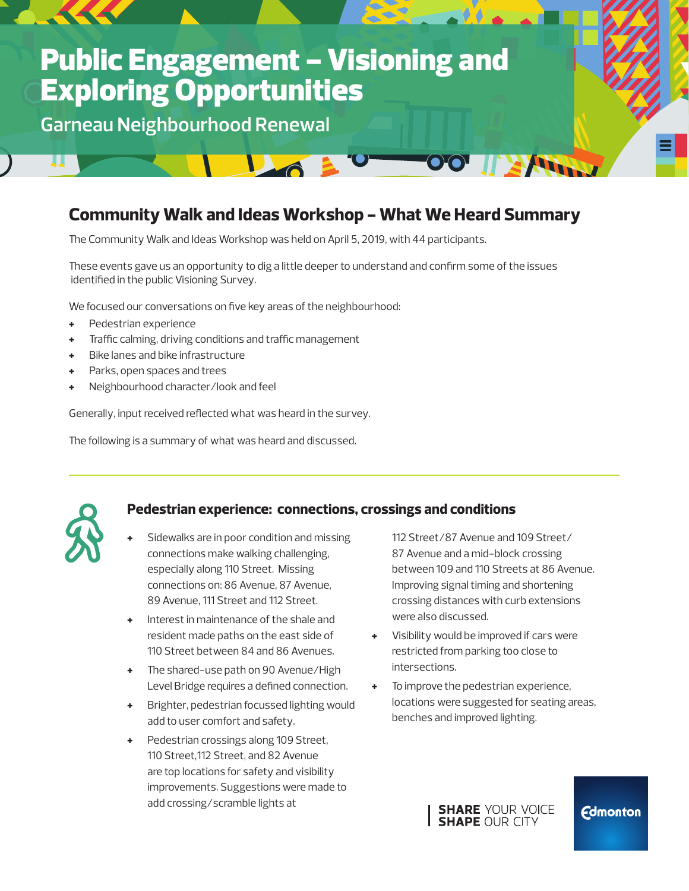# Public Engagement – Visioning and Exploring Opportunities

Garneau Neighbourhood Renewal

## Community Walk and Ideas Workshop – What We Heard Summary

The Community Walk and Ideas Workshop was held on April 5, 2019, with 44 participants.

These events gave us an opportunity to dig a little deeper to understand and confirm some of the issues identified in the public Visioning Survey.

We focused our conversations on five key areas of the neighbourhood:

+ Pedestrian experience
+ Traffic calming, driving conditions and traffic management
+ Bike lanes and bike infrastructure
+ Parks, open spaces and trees
+ Neighbourhood character/look and feel

Generally, input received reflected what was heard in the survey.

The following is a summary of what was heard and discussed.

### Pedestrian experience: connections, crossings and conditions

+ Sidewalks are in poor condition and missing connections make walking challenging, especially along 110 Street. Missing connections on: 86 Avenue, 87 Avenue, 89 Avenue, 111 Street and 112 Street.
+ Interest in maintenance of the shale and resident made paths on the east side of 110 Street between 84 and 86 Avenues.
+ The shared-use path on 90 Avenue/High Level Bridge requires a defined connection.
+ Brighter, pedestrian focussed lighting would add to user comfort and safety.
+ Pedestrian crossings along 109 Street, 110 Street,112 Street, and 82 Avenue are top locations for safety and visibility improvements. Suggestions were made to add crossing/scramble lights at 112 Street/87 Avenue and 109 Street/87 Avenue and a mid-block crossing between 109 and 110 Streets at 86 Avenue. Improving signal timing and shortening crossing distances with curb extensions were also discussed.
+ Visibility would be improved if cars were restricted from parking too close to intersections.
+ To improve the pedestrian experience, locations were suggested for seating areas, benches and improved lighting.

**SHARE** YOUR VOICE
**SHAPE** OUR CITY

Edmonton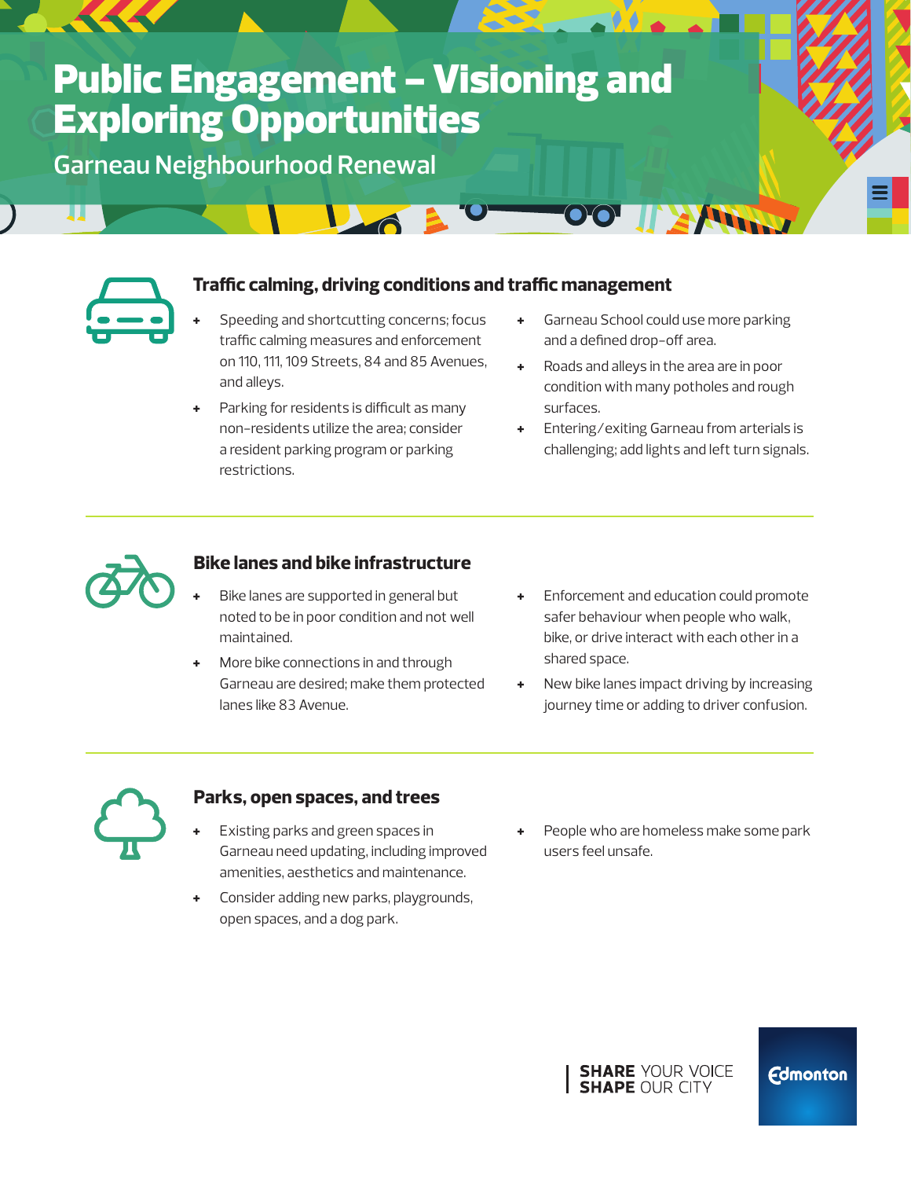# Public Engagement – Visioning and Exploring Opportunities

Garneau Neighbourhood Renewal

### Traffic calming, driving conditions and traffic management

- Speeding and shortcutting concerns; focus traffic calming measures and enforcement on 110, 111, 109 Streets, 84 and 85 Avenues, and alleys.
- Parking for residents is difficult as many non-residents utilize the area; consider a resident parking program or parking restrictions.
- Garneau School could use more parking and a defined drop-off area.
- Roads and alleys in the area are in poor condition with many potholes and rough surfaces.
- Entering/exiting Garneau from arterials is challenging; add lights and left turn signals.

### Bike lanes and bike infrastructure

- Bike lanes are supported in general but noted to be in poor condition and not well maintained.
- More bike connections in and through Garneau are desired; make them protected lanes like 83 Avenue.
- Enforcement and education could promote safer behaviour when people who walk, bike, or drive interact with each other in a shared space.
- New bike lanes impact driving by increasing journey time or adding to driver confusion.

### Parks, open spaces, and trees

- Existing parks and green spaces in Garneau need updating, including improved amenities, aesthetics and maintenance.
- Consider adding new parks, playgrounds, open spaces, and a dog park.
- People who are homeless make some park users feel unsafe.

**SHARE** YOUR VOICE
**SHAPE** OUR CITY

Edmonton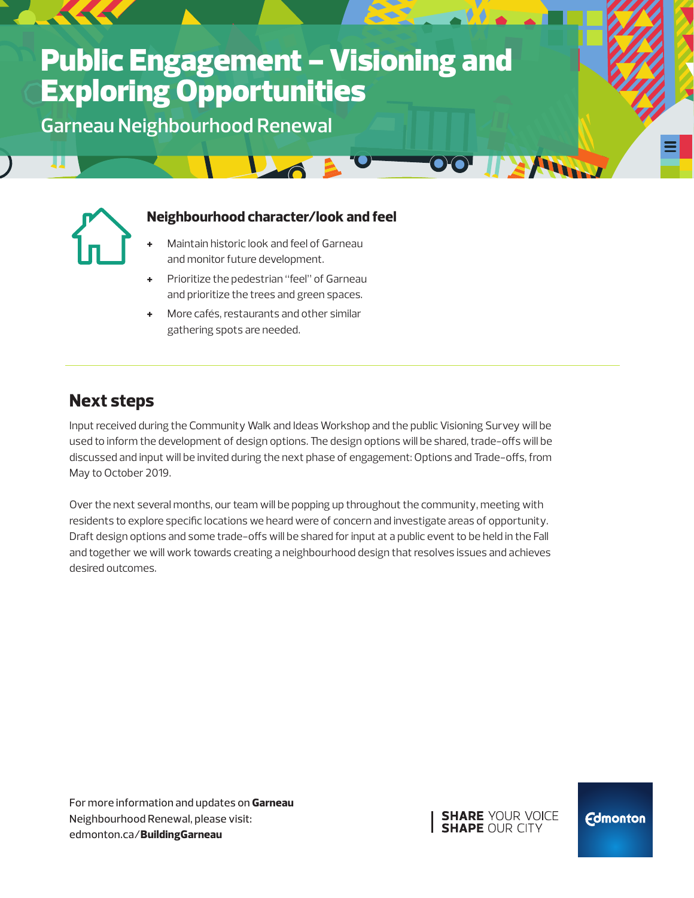# Public Engagement – Visioning and Exploring Opportunities

## Garneau Neighbourhood Renewal

### Neighbourhood character/look and feel

- Maintain historic look and feel of Garneau and monitor future development.
- Prioritize the pedestrian "feel" of Garneau and prioritize the trees and green spaces.
- More cafés, restaurants and other similar gathering spots are needed.

---

## Next steps

Input received during the Community Walk and Ideas Workshop and the public Visioning Survey will be used to inform the development of design options. The design options will be shared, trade-offs will be discussed and input will be invited during the next phase of engagement: Options and Trade-offs, from May to October 2019.

Over the next several months, our team will be popping up throughout the community, meeting with residents to explore specific locations we heard were of concern and investigate areas of opportunity. Draft design options and some trade-offs will be shared for input at a public event to be held in the Fall and together we will work towards creating a neighbourhood design that resolves issues and achieves desired outcomes.

For more information and updates on **Garneau** Neighbourhood Renewal, please visit: edmonton.ca/**BuildingGarneau**

**SHARE** YOUR VOICE
**SHAPE** OUR CITY

Edmonton